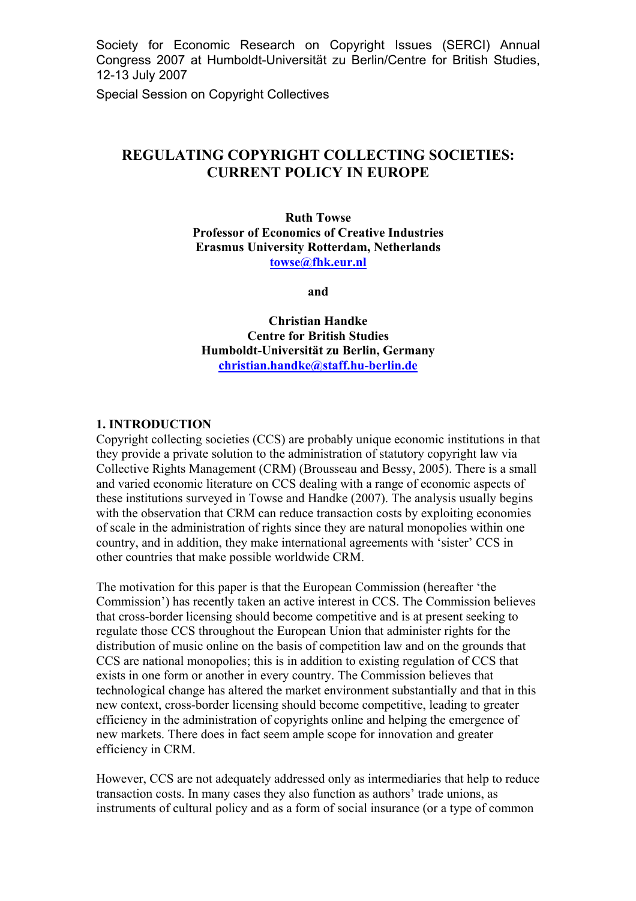Society for Economic Research on Copyright Issues (SERCI) Annual Congress 2007 at Humboldt-Universität zu Berlin/Centre for British Studies, 12-13 July 2007

Special Session on Copyright Collectives

# REGULATING COPYRIGHT COLLECTING SOCIETIES: CURRENT POLICY IN EUROPE

**Ruth Towse**
**Professor of Economics of Creative Industries**
**Erasmus University Rotterdam, Netherlands**
**towse@fhk.eur.nl**

**and**

**Christian Handke**
**Centre for British Studies**
**Humboldt-Universität zu Berlin, Germany**
**christian.handke@staff.hu-berlin.de**

## 1. INTRODUCTION

Copyright collecting societies (CCS) are probably unique economic institutions in that they provide a private solution to the administration of statutory copyright law via Collective Rights Management (CRM) (Brousseau and Bessy, 2005). There is a small and varied economic literature on CCS dealing with a range of economic aspects of these institutions surveyed in Towse and Handke (2007). The analysis usually begins with the observation that CRM can reduce transaction costs by exploiting economies of scale in the administration of rights since they are natural monopolies within one country, and in addition, they make international agreements with 'sister' CCS in other countries that make possible worldwide CRM.

The motivation for this paper is that the European Commission (hereafter 'the Commission') has recently taken an active interest in CCS. The Commission believes that cross-border licensing should become competitive and is at present seeking to regulate those CCS throughout the European Union that administer rights for the distribution of music online on the basis of competition law and on the grounds that CCS are national monopolies; this is in addition to existing regulation of CCS that exists in one form or another in every country. The Commission believes that technological change has altered the market environment substantially and that in this new context, cross-border licensing should become competitive, leading to greater efficiency in the administration of copyrights online and helping the emergence of new markets. There does in fact seem ample scope for innovation and greater efficiency in CRM.

However, CCS are not adequately addressed only as intermediaries that help to reduce transaction costs. In many cases they also function as authors' trade unions, as instruments of cultural policy and as a form of social insurance (or a type of common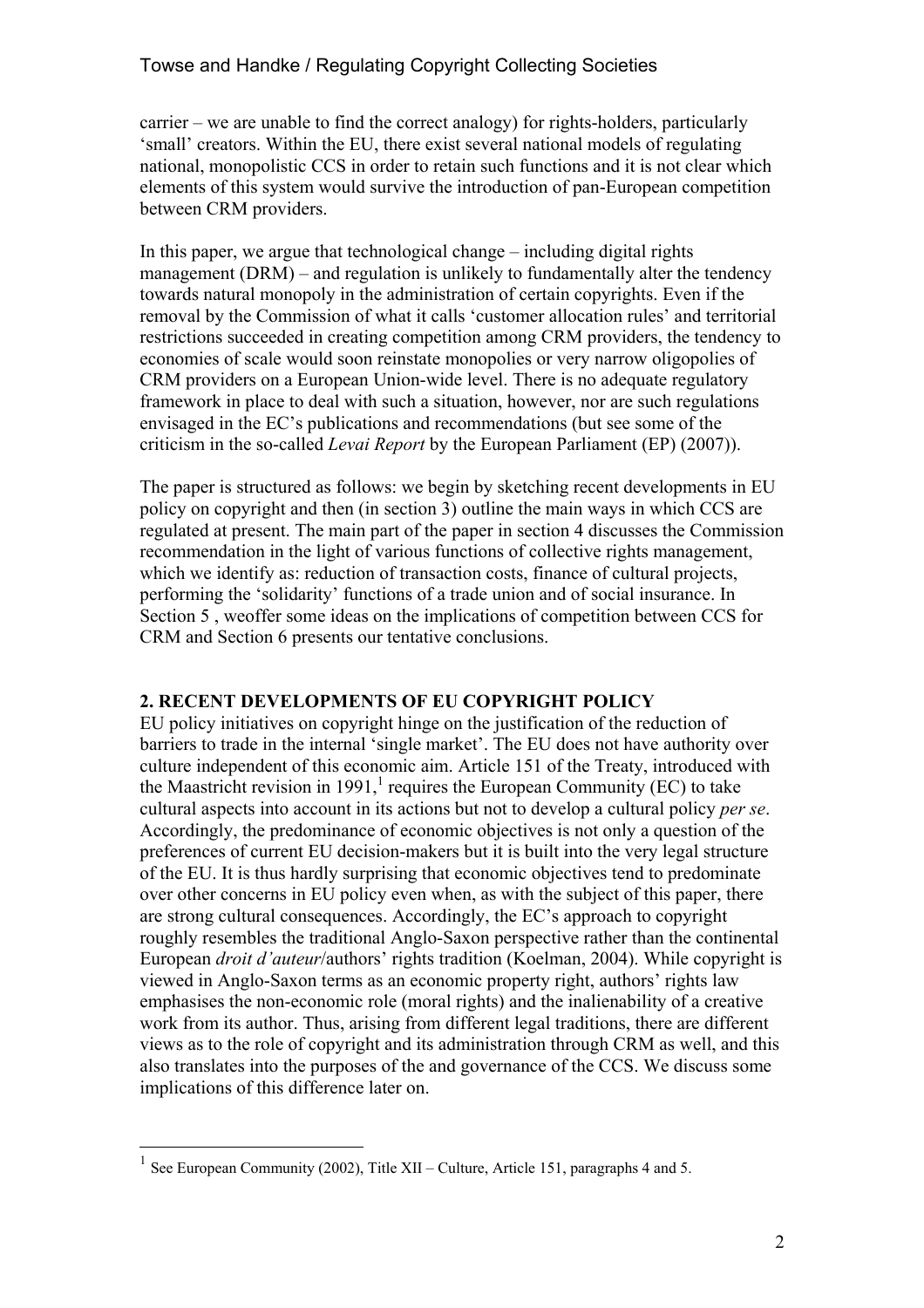carrier – we are unable to find the correct analogy) for rights-holders, particularly 'small' creators. Within the EU, there exist several national models of regulating national, monopolistic CCS in order to retain such functions and it is not clear which elements of this system would survive the introduction of pan-European competition between CRM providers.

In this paper, we argue that technological change – including digital rights management (DRM) – and regulation is unlikely to fundamentally alter the tendency towards natural monopoly in the administration of certain copyrights. Even if the removal by the Commission of what it calls 'customer allocation rules' and territorial restrictions succeeded in creating competition among CRM providers, the tendency to economies of scale would soon reinstate monopolies or very narrow oligopolies of CRM providers on a European Union-wide level. There is no adequate regulatory framework in place to deal with such a situation, however, nor are such regulations envisaged in the EC's publications and recommendations (but see some of the criticism in the so-called *Levai Report* by the European Parliament (EP) (2007)).

The paper is structured as follows: we begin by sketching recent developments in EU policy on copyright and then (in section 3) outline the main ways in which CCS are regulated at present. The main part of the paper in section 4 discusses the Commission recommendation in the light of various functions of collective rights management, which we identify as: reduction of transaction costs, finance of cultural projects, performing the 'solidarity' functions of a trade union and of social insurance. In Section 5 , weoffer some ideas on the implications of competition between CCS for CRM and Section 6 presents our tentative conclusions.

## 2. RECENT DEVELOPMENTS OF EU COPYRIGHT POLICY

EU policy initiatives on copyright hinge on the justification of the reduction of barriers to trade in the internal 'single market'. The EU does not have authority over culture independent of this economic aim. Article 151 of the Treaty, introduced with the Maastricht revision in 1991,[1] requires the European Community (EC) to take cultural aspects into account in its actions but not to develop a cultural policy *per se*. Accordingly, the predominance of economic objectives is not only a question of the preferences of current EU decision-makers but it is built into the very legal structure of the EU. It is thus hardly surprising that economic objectives tend to predominate over other concerns in EU policy even when, as with the subject of this paper, there are strong cultural consequences. Accordingly, the EC's approach to copyright roughly resembles the traditional Anglo-Saxon perspective rather than the continental European *droit d'auteur*/authors' rights tradition (Koelman, 2004). While copyright is viewed in Anglo-Saxon terms as an economic property right, authors' rights law emphasises the non-economic role (moral rights) and the inalienability of a creative work from its author. Thus, arising from different legal traditions, there are different views as to the role of copyright and its administration through CRM as well, and this also translates into the purposes of the and governance of the CCS. We discuss some implications of this difference later on.

[1] See European Community (2002), Title XII – Culture, Article 151, paragraphs 4 and 5.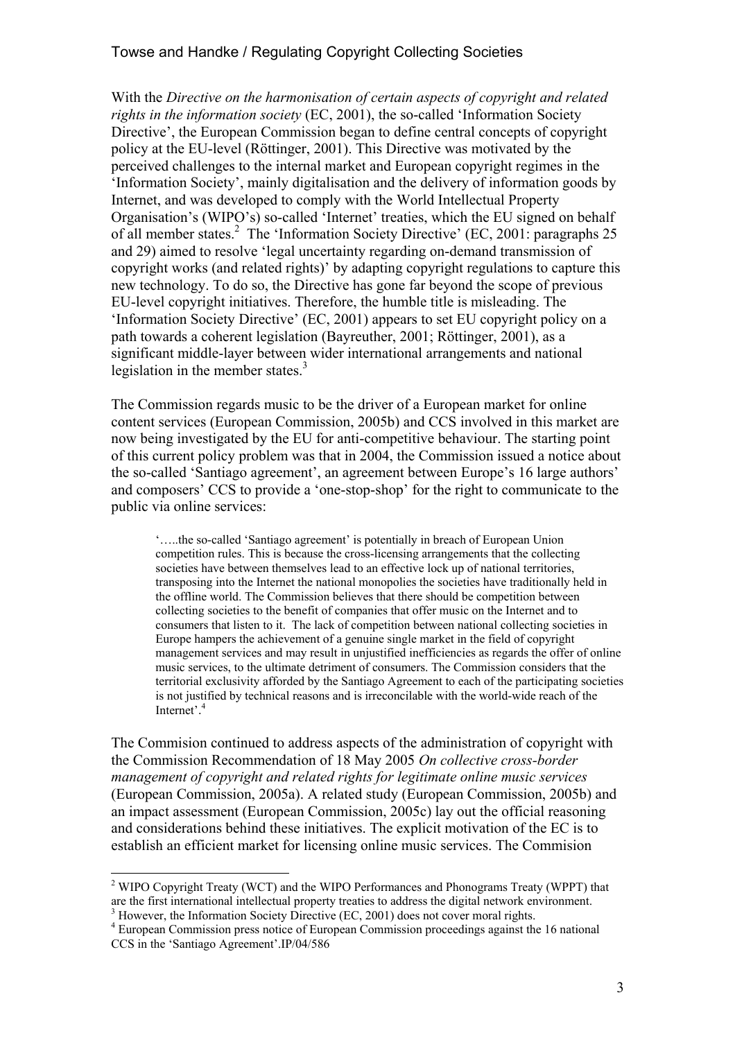With the *Directive on the harmonisation of certain aspects of copyright and related rights in the information society* (EC, 2001), the so-called 'Information Society Directive', the European Commission began to define central concepts of copyright policy at the EU-level (Röttinger, 2001). This Directive was motivated by the perceived challenges to the internal market and European copyright regimes in the 'Information Society', mainly digitalisation and the delivery of information goods by Internet, and was developed to comply with the World Intellectual Property Organisation's (WIPO's) so-called 'Internet' treaties, which the EU signed on behalf of all member states.[2] The 'Information Society Directive' (EC, 2001: paragraphs 25 and 29) aimed to resolve 'legal uncertainty regarding on-demand transmission of copyright works (and related rights)' by adapting copyright regulations to capture this new technology. To do so, the Directive has gone far beyond the scope of previous EU-level copyright initiatives. Therefore, the humble title is misleading. The 'Information Society Directive' (EC, 2001) appears to set EU copyright policy on a path towards a coherent legislation (Bayreuther, 2001; Röttinger, 2001), as a significant middle-layer between wider international arrangements and national legislation in the member states.[3]

The Commission regards music to be the driver of a European market for online content services (European Commission, 2005b) and CCS involved in this market are now being investigated by the EU for anti-competitive behaviour. The starting point of this current policy problem was that in 2004, the Commission issued a notice about the so-called 'Santiago agreement', an agreement between Europe's 16 large authors' and composers' CCS to provide a 'one-stop-shop' for the right to communicate to the public via online services:

> '…..the so-called 'Santiago agreement' is potentially in breach of European Union competition rules. This is because the cross-licensing arrangements that the collecting societies have between themselves lead to an effective lock up of national territories, transposing into the Internet the national monopolies the societies have traditionally held in the offline world. The Commission believes that there should be competition between collecting societies to the benefit of companies that offer music on the Internet and to consumers that listen to it. The lack of competition between national collecting societies in Europe hampers the achievement of a genuine single market in the field of copyright management services and may result in unjustified inefficiencies as regards the offer of online music services, to the ultimate detriment of consumers. The Commission considers that the territorial exclusivity afforded by the Santiago Agreement to each of the participating societies is not justified by technical reasons and is irreconcilable with the world-wide reach of the Internet'.[4]

The Commision continued to address aspects of the administration of copyright with the Commission Recommendation of 18 May 2005 *On collective cross-border management of copyright and related rights for legitimate online music services* (European Commission, 2005a). A related study (European Commission, 2005b) and an impact assessment (European Commission, 2005c) lay out the official reasoning and considerations behind these initiatives. The explicit motivation of the EC is to establish an efficient market for licensing online music services. The Commision

---

[2] WIPO Copyright Treaty (WCT) and the WIPO Performances and Phonograms Treaty (WPPT) that are the first international intellectual property treaties to address the digital network environment.

[3] However, the Information Society Directive (EC, 2001) does not cover moral rights.

[4] European Commission press notice of European Commission proceedings against the 16 national CCS in the 'Santiago Agreement'.IP/04/586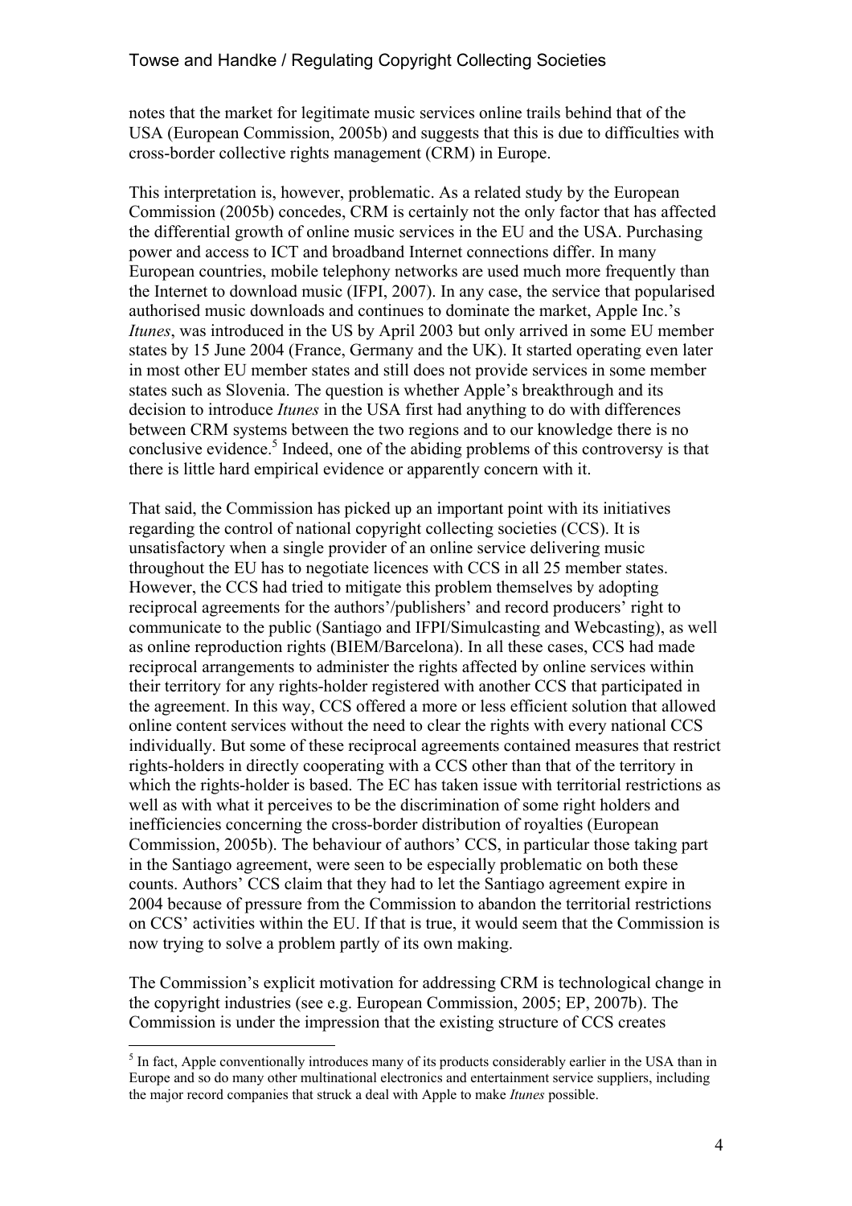notes that the market for legitimate music services online trails behind that of the USA (European Commission, 2005b) and suggests that this is due to difficulties with cross-border collective rights management (CRM) in Europe.

This interpretation is, however, problematic. As a related study by the European Commission (2005b) concedes, CRM is certainly not the only factor that has affected the differential growth of online music services in the EU and the USA. Purchasing power and access to ICT and broadband Internet connections differ. In many European countries, mobile telephony networks are used much more frequently than the Internet to download music (IFPI, 2007). In any case, the service that popularised authorised music downloads and continues to dominate the market, Apple Inc.'s *Itunes*, was introduced in the US by April 2003 but only arrived in some EU member states by 15 June 2004 (France, Germany and the UK). It started operating even later in most other EU member states and still does not provide services in some member states such as Slovenia. The question is whether Apple's breakthrough and its decision to introduce *Itunes* in the USA first had anything to do with differences between CRM systems between the two regions and to our knowledge there is no conclusive evidence.[5] Indeed, one of the abiding problems of this controversy is that there is little hard empirical evidence or apparently concern with it.

That said, the Commission has picked up an important point with its initiatives regarding the control of national copyright collecting societies (CCS). It is unsatisfactory when a single provider of an online service delivering music throughout the EU has to negotiate licences with CCS in all 25 member states. However, the CCS had tried to mitigate this problem themselves by adopting reciprocal agreements for the authors'/publishers' and record producers' right to communicate to the public (Santiago and IFPI/Simulcasting and Webcasting), as well as online reproduction rights (BIEM/Barcelona). In all these cases, CCS had made reciprocal arrangements to administer the rights affected by online services within their territory for any rights-holder registered with another CCS that participated in the agreement. In this way, CCS offered a more or less efficient solution that allowed online content services without the need to clear the rights with every national CCS individually. But some of these reciprocal agreements contained measures that restrict rights-holders in directly cooperating with a CCS other than that of the territory in which the rights-holder is based. The EC has taken issue with territorial restrictions as well as with what it perceives to be the discrimination of some right holders and inefficiencies concerning the cross-border distribution of royalties (European Commission, 2005b). The behaviour of authors' CCS, in particular those taking part in the Santiago agreement, were seen to be especially problematic on both these counts. Authors' CCS claim that they had to let the Santiago agreement expire in 2004 because of pressure from the Commission to abandon the territorial restrictions on CCS' activities within the EU. If that is true, it would seem that the Commission is now trying to solve a problem partly of its own making.

The Commission's explicit motivation for addressing CRM is technological change in the copyright industries (see e.g. European Commission, 2005; EP, 2007b). The Commission is under the impression that the existing structure of CCS creates

[5] In fact, Apple conventionally introduces many of its products considerably earlier in the USA than in Europe and so do many other multinational electronics and entertainment service suppliers, including the major record companies that struck a deal with Apple to make *Itunes* possible.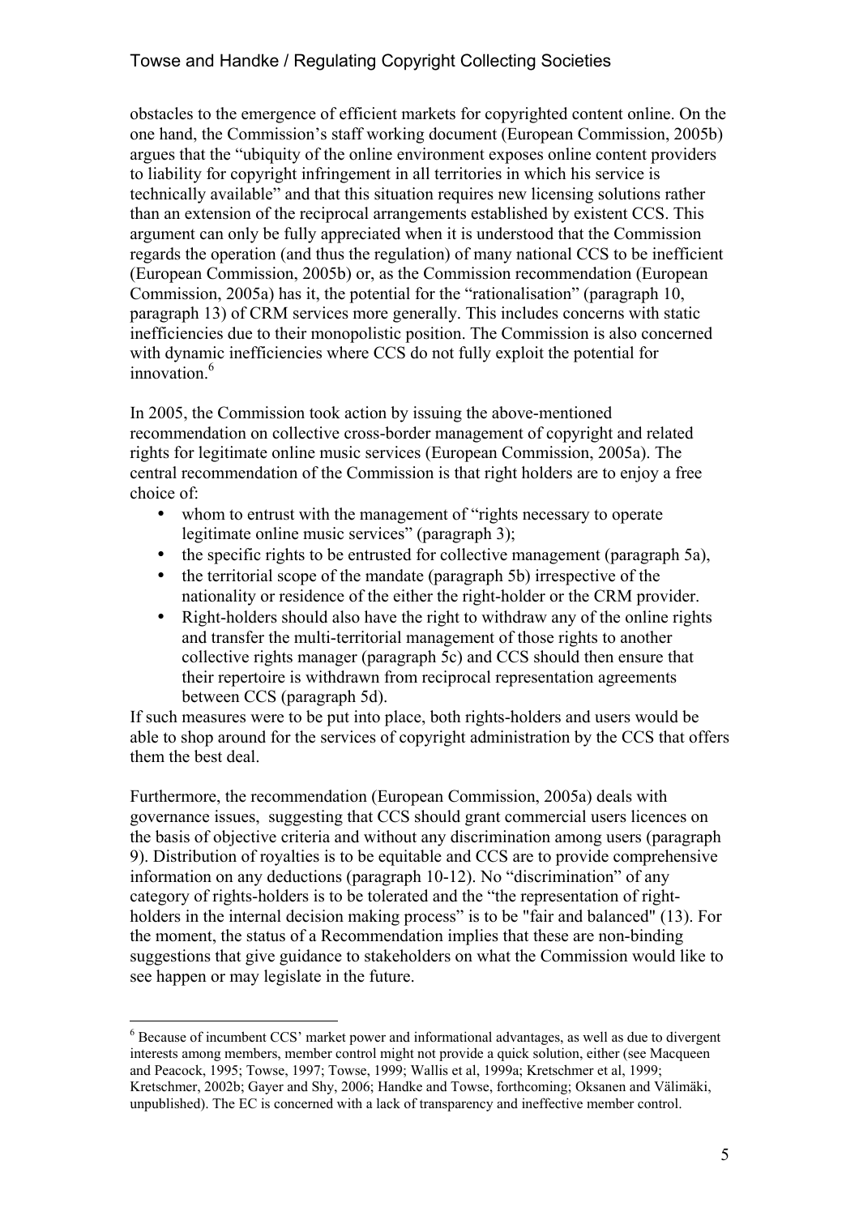obstacles to the emergence of efficient markets for copyrighted content online. On the one hand, the Commission's staff working document (European Commission, 2005b) argues that the "ubiquity of the online environment exposes online content providers to liability for copyright infringement in all territories in which his service is technically available" and that this situation requires new licensing solutions rather than an extension of the reciprocal arrangements established by existent CCS. This argument can only be fully appreciated when it is understood that the Commission regards the operation (and thus the regulation) of many national CCS to be inefficient (European Commission, 2005b) or, as the Commission recommendation (European Commission, 2005a) has it, the potential for the "rationalisation" (paragraph 10, paragraph 13) of CRM services more generally. This includes concerns with static inefficiencies due to their monopolistic position. The Commission is also concerned with dynamic inefficiencies where CCS do not fully exploit the potential for innovation.[6]

In 2005, the Commission took action by issuing the above-mentioned recommendation on collective cross-border management of copyright and related rights for legitimate online music services (European Commission, 2005a). The central recommendation of the Commission is that right holders are to enjoy a free choice of:

- whom to entrust with the management of "rights necessary to operate legitimate online music services" (paragraph 3);
- the specific rights to be entrusted for collective management (paragraph 5a),
- the territorial scope of the mandate (paragraph 5b) irrespective of the nationality or residence of the either the right-holder or the CRM provider.
- Right-holders should also have the right to withdraw any of the online rights and transfer the multi-territorial management of those rights to another collective rights manager (paragraph 5c) and CCS should then ensure that their repertoire is withdrawn from reciprocal representation agreements between CCS (paragraph 5d).

If such measures were to be put into place, both rights-holders and users would be able to shop around for the services of copyright administration by the CCS that offers them the best deal.

Furthermore, the recommendation (European Commission, 2005a) deals with governance issues, suggesting that CCS should grant commercial users licences on the basis of objective criteria and without any discrimination among users (paragraph 9). Distribution of royalties is to be equitable and CCS are to provide comprehensive information on any deductions (paragraph 10-12). No "discrimination" of any category of rights-holders is to be tolerated and the "the representation of right-holders in the internal decision making process" is to be "fair and balanced" (13). For the moment, the status of a Recommendation implies that these are non-binding suggestions that give guidance to stakeholders on what the Commission would like to see happen or may legislate in the future.

---

[6] Because of incumbent CCS' market power and informational advantages, as well as due to divergent interests among members, member control might not provide a quick solution, either (see Macqueen and Peacock, 1995; Towse, 1997; Towse, 1999; Wallis et al, 1999a; Kretschmer et al, 1999; Kretschmer, 2002b; Gayer and Shy, 2006; Handke and Towse, forthcoming; Oksanen and Välimäki, unpublished). The EC is concerned with a lack of transparency and ineffective member control.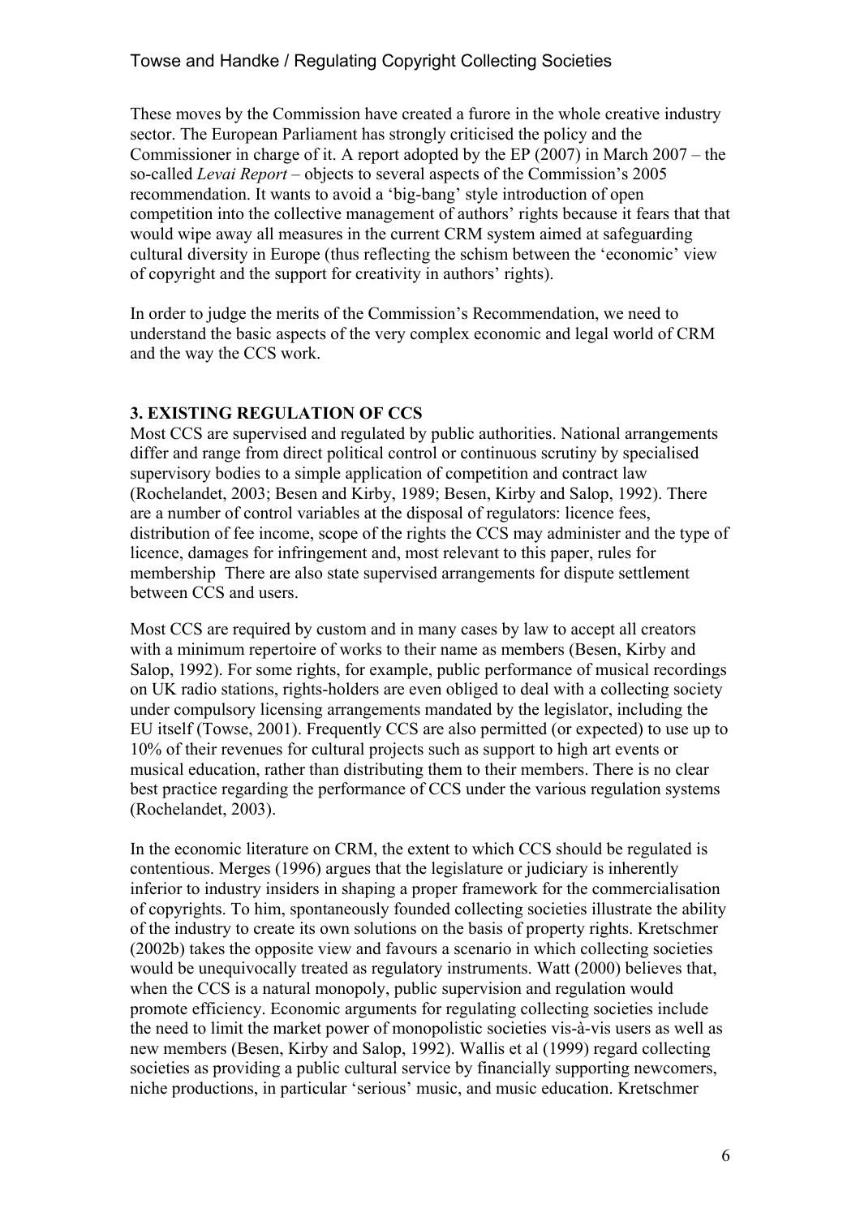These moves by the Commission have created a furore in the whole creative industry sector. The European Parliament has strongly criticised the policy and the Commissioner in charge of it. A report adopted by the EP (2007) in March 2007 – the so-called *Levai Report* – objects to several aspects of the Commission's 2005 recommendation. It wants to avoid a 'big-bang' style introduction of open competition into the collective management of authors' rights because it fears that that would wipe away all measures in the current CRM system aimed at safeguarding cultural diversity in Europe (thus reflecting the schism between the 'economic' view of copyright and the support for creativity in authors' rights).

In order to judge the merits of the Commission's Recommendation, we need to understand the basic aspects of the very complex economic and legal world of CRM and the way the CCS work.

## 3. EXISTING REGULATION OF CCS

Most CCS are supervised and regulated by public authorities. National arrangements differ and range from direct political control or continuous scrutiny by specialised supervisory bodies to a simple application of competition and contract law (Rochelandet, 2003; Besen and Kirby, 1989; Besen, Kirby and Salop, 1992). There are a number of control variables at the disposal of regulators: licence fees, distribution of fee income, scope of the rights the CCS may administer and the type of licence, damages for infringement and, most relevant to this paper, rules for membership  There are also state supervised arrangements for dispute settlement between CCS and users.

Most CCS are required by custom and in many cases by law to accept all creators with a minimum repertoire of works to their name as members (Besen, Kirby and Salop, 1992). For some rights, for example, public performance of musical recordings on UK radio stations, rights-holders are even obliged to deal with a collecting society under compulsory licensing arrangements mandated by the legislator, including the EU itself (Towse, 2001). Frequently CCS are also permitted (or expected) to use up to 10% of their revenues for cultural projects such as support to high art events or musical education, rather than distributing them to their members. There is no clear best practice regarding the performance of CCS under the various regulation systems (Rochelandet, 2003).

In the economic literature on CRM, the extent to which CCS should be regulated is contentious. Merges (1996) argues that the legislature or judiciary is inherently inferior to industry insiders in shaping a proper framework for the commercialisation of copyrights. To him, spontaneously founded collecting societies illustrate the ability of the industry to create its own solutions on the basis of property rights. Kretschmer (2002b) takes the opposite view and favours a scenario in which collecting societies would be unequivocally treated as regulatory instruments. Watt (2000) believes that, when the CCS is a natural monopoly, public supervision and regulation would promote efficiency. Economic arguments for regulating collecting societies include the need to limit the market power of monopolistic societies vis-à-vis users as well as new members (Besen, Kirby and Salop, 1992). Wallis et al (1999) regard collecting societies as providing a public cultural service by financially supporting newcomers, niche productions, in particular 'serious' music, and music education. Kretschmer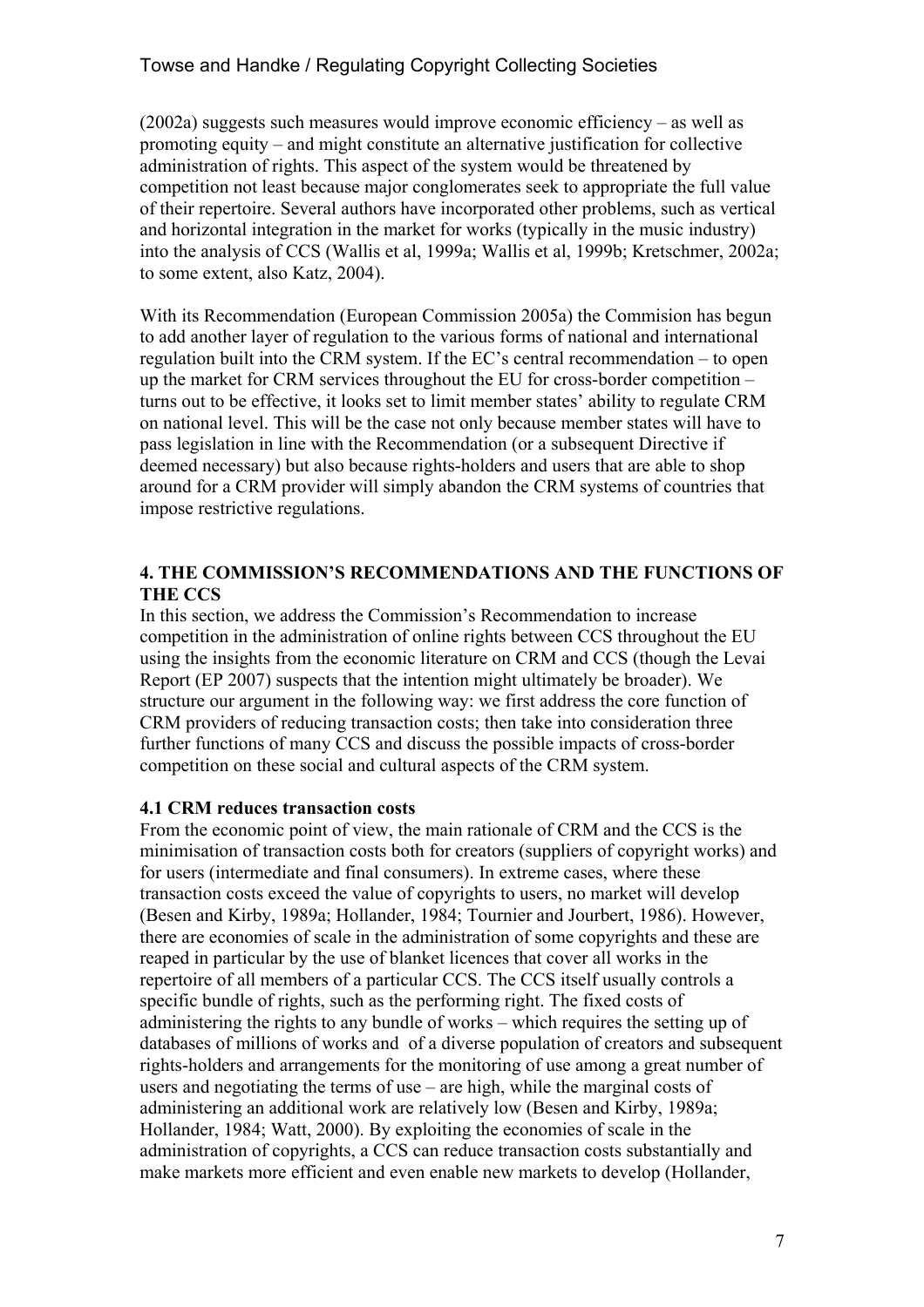(2002a) suggests such measures would improve economic efficiency – as well as promoting equity – and might constitute an alternative justification for collective administration of rights. This aspect of the system would be threatened by competition not least because major conglomerates seek to appropriate the full value of their repertoire. Several authors have incorporated other problems, such as vertical and horizontal integration in the market for works (typically in the music industry) into the analysis of CCS (Wallis et al, 1999a; Wallis et al, 1999b; Kretschmer, 2002a; to some extent, also Katz, 2004).

With its Recommendation (European Commission 2005a) the Commision has begun to add another layer of regulation to the various forms of national and international regulation built into the CRM system. If the EC's central recommendation – to open up the market for CRM services throughout the EU for cross-border competition – turns out to be effective, it looks set to limit member states' ability to regulate CRM on national level. This will be the case not only because member states will have to pass legislation in line with the Recommendation (or a subsequent Directive if deemed necessary) but also because rights-holders and users that are able to shop around for a CRM provider will simply abandon the CRM systems of countries that impose restrictive regulations.

## 4. THE COMMISSION'S RECOMMENDATIONS AND THE FUNCTIONS OF THE CCS

In this section, we address the Commission's Recommendation to increase competition in the administration of online rights between CCS throughout the EU using the insights from the economic literature on CRM and CCS (though the Levai Report (EP 2007) suspects that the intention might ultimately be broader). We structure our argument in the following way: we first address the core function of CRM providers of reducing transaction costs; then take into consideration three further functions of many CCS and discuss the possible impacts of cross-border competition on these social and cultural aspects of the CRM system.

### 4.1 CRM reduces transaction costs

From the economic point of view, the main rationale of CRM and the CCS is the minimisation of transaction costs both for creators (suppliers of copyright works) and for users (intermediate and final consumers). In extreme cases, where these transaction costs exceed the value of copyrights to users, no market will develop (Besen and Kirby, 1989a; Hollander, 1984; Tournier and Jourbert, 1986). However, there are economies of scale in the administration of some copyrights and these are reaped in particular by the use of blanket licences that cover all works in the repertoire of all members of a particular CCS. The CCS itself usually controls a specific bundle of rights, such as the performing right. The fixed costs of administering the rights to any bundle of works – which requires the setting up of databases of millions of works and of a diverse population of creators and subsequent rights-holders and arrangements for the monitoring of use among a great number of users and negotiating the terms of use – are high, while the marginal costs of administering an additional work are relatively low (Besen and Kirby, 1989a; Hollander, 1984; Watt, 2000). By exploiting the economies of scale in the administration of copyrights, a CCS can reduce transaction costs substantially and make markets more efficient and even enable new markets to develop (Hollander,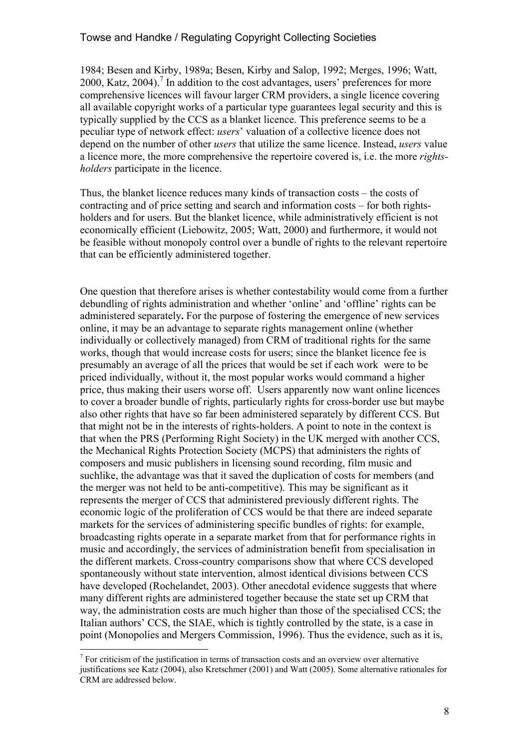1984; Besen and Kirby, 1989a; Besen, Kirby and Salop, 1992; Merges, 1996; Watt, 2000, Katz, 2004).[7] In addition to the cost advantages, users' preferences for more comprehensive licences will favour larger CRM providers, a single licence covering all available copyright works of a particular type guarantees legal security and this is typically supplied by the CCS as a blanket licence. This preference seems to be a peculiar type of network effect: *users*' valuation of a collective licence does not depend on the number of other *users* that utilize the same licence. Instead, *users* value a licence more, the more comprehensive the repertoire covered is, i.e. the more *rights-holders* participate in the licence.

Thus, the blanket licence reduces many kinds of transaction costs – the costs of contracting and of price setting and search and information costs – for both rights-holders and for users. But the blanket licence, while administratively efficient is not economically efficient (Liebowitz, 2005; Watt, 2000) and furthermore, it would not be feasible without monopoly control over a bundle of rights to the relevant repertoire that can be efficiently administered together.

One question that therefore arises is whether contestability would come from a further debundling of rights administration and whether 'online' and 'offline' rights can be administered separately**.** For the purpose of fostering the emergence of new services online, it may be an advantage to separate rights management online (whether individually or collectively managed) from CRM of traditional rights for the same works, though that would increase costs for users; since the blanket licence fee is presumably an average of all the prices that would be set if each work were to be priced individually, without it, the most popular works would command a higher price, thus making their users worse off. Users apparently now want online licences to cover a broader bundle of rights, particularly rights for cross-border use but maybe also other rights that have so far been administered separately by different CCS. But that might not be in the interests of rights-holders. A point to note in the context is that when the PRS (Performing Right Society) in the UK merged with another CCS, the Mechanical Rights Protection Society (MCPS) that administers the rights of composers and music publishers in licensing sound recording, film music and suchlike, the advantage was that it saved the duplication of costs for members (and the merger was not held to be anti-competitive). This may be significant as it represents the merger of CCS that administered previously different rights. The economic logic of the proliferation of CCS would be that there are indeed separate markets for the services of administering specific bundles of rights: for example, broadcasting rights operate in a separate market from that for performance rights in music and accordingly, the services of administration benefit from specialisation in the different markets. Cross-country comparisons show that where CCS developed spontaneously without state intervention, almost identical divisions between CCS have developed (Rochelandet, 2003). Other anecdotal evidence suggests that where many different rights are administered together because the state set up CRM that way, the administration costs are much higher than those of the specialised CCS; the Italian authors' CCS, the SIAE, which is tightly controlled by the state, is a case in point (Monopolies and Mergers Commission, 1996). Thus the evidence, such as it is,

[7] For criticism of the justification in terms of transaction costs and an overview over alternative justifications see Katz (2004), also Kretschmer (2001) and Watt (2005). Some alternative rationales for CRM are addressed below.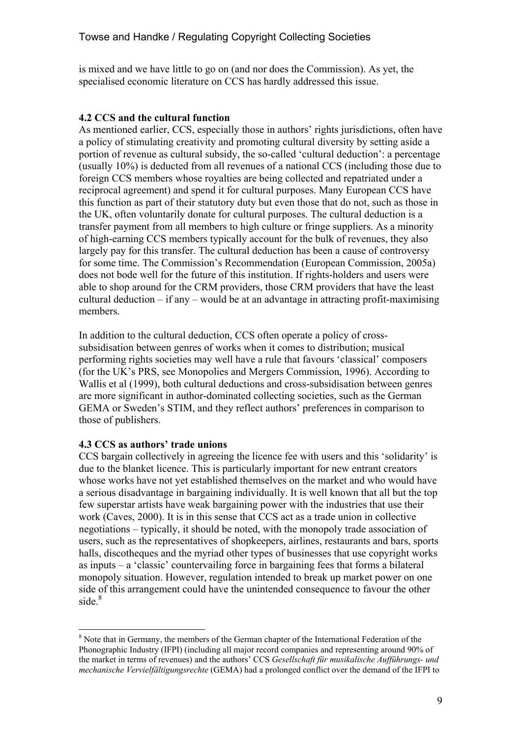is mixed and we have little to go on (and nor does the Commission). As yet, the specialised economic literature on CCS has hardly addressed this issue.

### 4.2 CCS and the cultural function

As mentioned earlier, CCS, especially those in authors' rights jurisdictions, often have a policy of stimulating creativity and promoting cultural diversity by setting aside a portion of revenue as cultural subsidy, the so-called 'cultural deduction': a percentage (usually 10%) is deducted from all revenues of a national CCS (including those due to foreign CCS members whose royalties are being collected and repatriated under a reciprocal agreement) and spend it for cultural purposes. Many European CCS have this function as part of their statutory duty but even those that do not, such as those in the UK, often voluntarily donate for cultural purposes. The cultural deduction is a transfer payment from all members to high culture or fringe suppliers. As a minority of high-earning CCS members typically account for the bulk of revenues, they also largely pay for this transfer. The cultural deduction has been a cause of controversy for some time. The Commission's Recommendation (European Commission, 2005a) does not bode well for the future of this institution. If rights-holders and users were able to shop around for the CRM providers, those CRM providers that have the least cultural deduction – if any – would be at an advantage in attracting profit-maximising members.

In addition to the cultural deduction, CCS often operate a policy of cross-subsidisation between genres of works when it comes to distribution; musical performing rights societies may well have a rule that favours 'classical' composers (for the UK's PRS, see Monopolies and Mergers Commission, 1996). According to Wallis et al (1999), both cultural deductions and cross-subsidisation between genres are more significant in author-dominated collecting societies, such as the German GEMA or Sweden's STIM, and they reflect authors' preferences in comparison to those of publishers.

### 4.3 CCS as authors' trade unions

CCS bargain collectively in agreeing the licence fee with users and this 'solidarity' is due to the blanket licence. This is particularly important for new entrant creators whose works have not yet established themselves on the market and who would have a serious disadvantage in bargaining individually. It is well known that all but the top few superstar artists have weak bargaining power with the industries that use their work (Caves, 2000). It is in this sense that CCS act as a trade union in collective negotiations – typically, it should be noted, with the monopoly trade association of users, such as the representatives of shopkeepers, airlines, restaurants and bars, sports halls, discotheques and the myriad other types of businesses that use copyright works as inputs – a 'classic' countervailing force in bargaining fees that forms a bilateral monopoly situation. However, regulation intended to break up market power on one side of this arrangement could have the unintended consequence to favour the other side.[8]

---

[8] Note that in Germany, the members of the German chapter of the International Federation of the Phonographic Industry (IFPI) (including all major record companies and representing around 90% of the market in terms of revenues) and the authors' CCS *Gesellschaft für musikalische Aufführungs- und mechanische Vervielfältigungsrechte* (GEMA) had a prolonged conflict over the demand of the IFPI to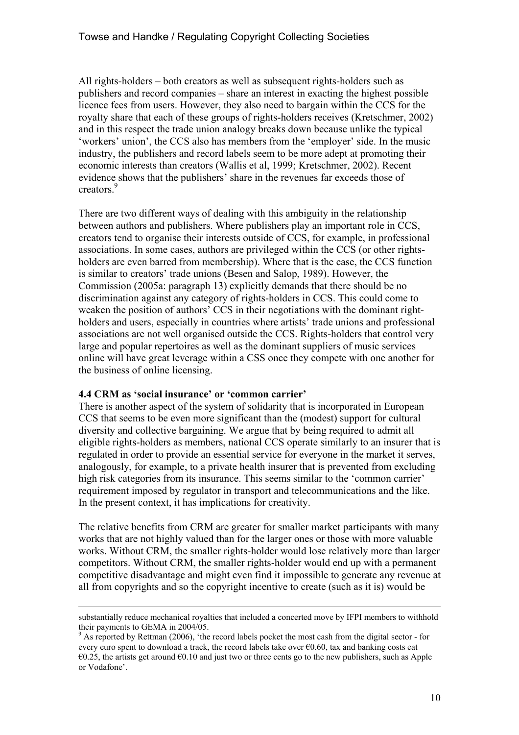All rights-holders – both creators as well as subsequent rights-holders such as publishers and record companies – share an interest in exacting the highest possible licence fees from users. However, they also need to bargain within the CCS for the royalty share that each of these groups of rights-holders receives (Kretschmer, 2002) and in this respect the trade union analogy breaks down because unlike the typical 'workers' union', the CCS also has members from the 'employer' side. In the music industry, the publishers and record labels seem to be more adept at promoting their economic interests than creators (Wallis et al, 1999; Kretschmer, 2002). Recent evidence shows that the publishers' share in the revenues far exceeds those of creators.[9]

There are two different ways of dealing with this ambiguity in the relationship between authors and publishers. Where publishers play an important role in CCS, creators tend to organise their interests outside of CCS, for example, in professional associations. In some cases, authors are privileged within the CCS (or other rights-holders are even barred from membership). Where that is the case, the CCS function is similar to creators' trade unions (Besen and Salop, 1989). However, the Commission (2005a: paragraph 13) explicitly demands that there should be no discrimination against any category of rights-holders in CCS. This could come to weaken the position of authors' CCS in their negotiations with the dominant right-holders and users, especially in countries where artists' trade unions and professional associations are not well organised outside the CCS. Rights-holders that control very large and popular repertoires as well as the dominant suppliers of music services online will have great leverage within a CSS once they compete with one another for the business of online licensing.

### 4.4 CRM as 'social insurance' or 'common carrier'

There is another aspect of the system of solidarity that is incorporated in European CCS that seems to be even more significant than the (modest) support for cultural diversity and collective bargaining. We argue that by being required to admit all eligible rights-holders as members, national CCS operate similarly to an insurer that is regulated in order to provide an essential service for everyone in the market it serves, analogously, for example, to a private health insurer that is prevented from excluding high risk categories from its insurance. This seems similar to the 'common carrier' requirement imposed by regulator in transport and telecommunications and the like. In the present context, it has implications for creativity.

The relative benefits from CRM are greater for smaller market participants with many works that are not highly valued than for the larger ones or those with more valuable works. Without CRM, the smaller rights-holder would lose relatively more than larger competitors. Without CRM, the smaller rights-holder would end up with a permanent competitive disadvantage and might even find it impossible to generate any revenue at all from copyrights and so the copyright incentive to create (such as it is) would be

---

substantially reduce mechanical royalties that included a concerted move by IFPI members to withhold their payments to GEMA in 2004/05.

[9] As reported by Rettman (2006), 'the record labels pocket the most cash from the digital sector - for every euro spent to download a track, the record labels take over €0.60, tax and banking costs eat €0.25, the artists get around €0.10 and just two or three cents go to the new publishers, such as Apple or Vodafone'.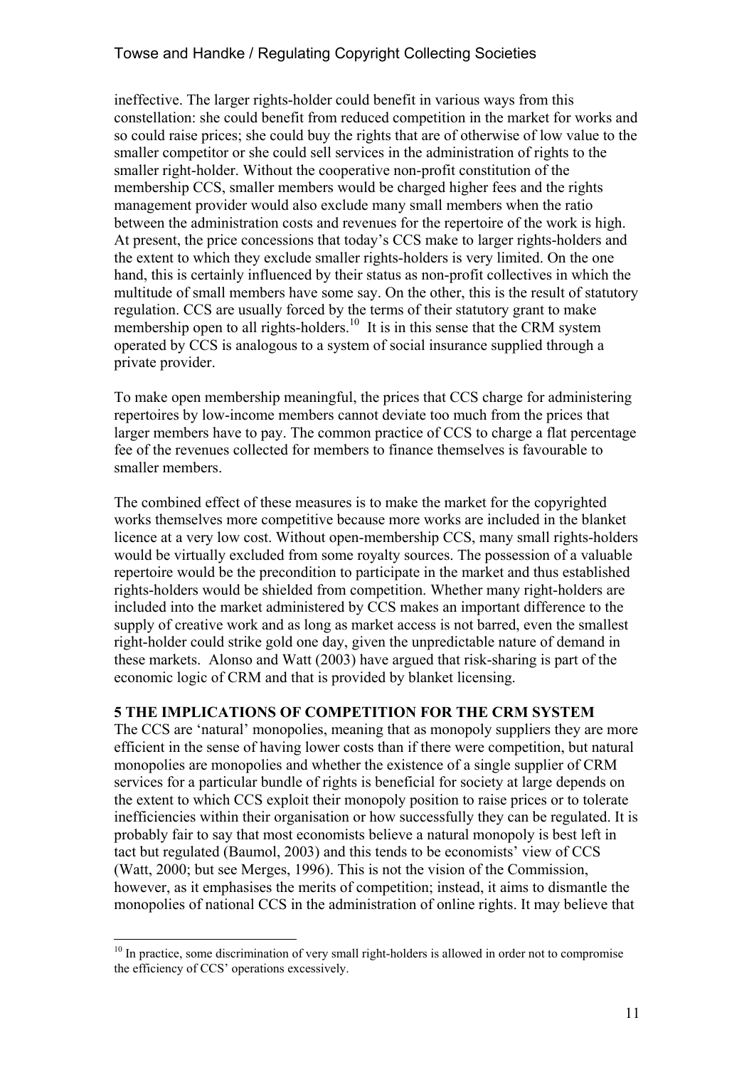ineffective. The larger rights-holder could benefit in various ways from this constellation: she could benefit from reduced competition in the market for works and so could raise prices; she could buy the rights that are of otherwise of low value to the smaller competitor or she could sell services in the administration of rights to the smaller right-holder. Without the cooperative non-profit constitution of the membership CCS, smaller members would be charged higher fees and the rights management provider would also exclude many small members when the ratio between the administration costs and revenues for the repertoire of the work is high. At present, the price concessions that today's CCS make to larger rights-holders and the extent to which they exclude smaller rights-holders is very limited. On the one hand, this is certainly influenced by their status as non-profit collectives in which the multitude of small members have some say. On the other, this is the result of statutory regulation. CCS are usually forced by the terms of their statutory grant to make membership open to all rights-holders.[10] It is in this sense that the CRM system operated by CCS is analogous to a system of social insurance supplied through a private provider.

To make open membership meaningful, the prices that CCS charge for administering repertoires by low-income members cannot deviate too much from the prices that larger members have to pay. The common practice of CCS to charge a flat percentage fee of the revenues collected for members to finance themselves is favourable to smaller members.

The combined effect of these measures is to make the market for the copyrighted works themselves more competitive because more works are included in the blanket licence at a very low cost. Without open-membership CCS, many small rights-holders would be virtually excluded from some royalty sources. The possession of a valuable repertoire would be the precondition to participate in the market and thus established rights-holders would be shielded from competition. Whether many right-holders are included into the market administered by CCS makes an important difference to the supply of creative work and as long as market access is not barred, even the smallest right-holder could strike gold one day, given the unpredictable nature of demand in these markets. Alonso and Watt (2003) have argued that risk-sharing is part of the economic logic of CRM and that is provided by blanket licensing.

## 5 THE IMPLICATIONS OF COMPETITION FOR THE CRM SYSTEM

The CCS are 'natural' monopolies, meaning that as monopoly suppliers they are more efficient in the sense of having lower costs than if there were competition, but natural monopolies are monopolies and whether the existence of a single supplier of CRM services for a particular bundle of rights is beneficial for society at large depends on the extent to which CCS exploit their monopoly position to raise prices or to tolerate inefficiencies within their organisation or how successfully they can be regulated. It is probably fair to say that most economists believe a natural monopoly is best left in tact but regulated (Baumol, 2003) and this tends to be economists' view of CCS (Watt, 2000; but see Merges, 1996). This is not the vision of the Commission, however, as it emphasises the merits of competition; instead, it aims to dismantle the monopolies of national CCS in the administration of online rights. It may believe that

[10] In practice, some discrimination of very small right-holders is allowed in order not to compromise the efficiency of CCS' operations excessively.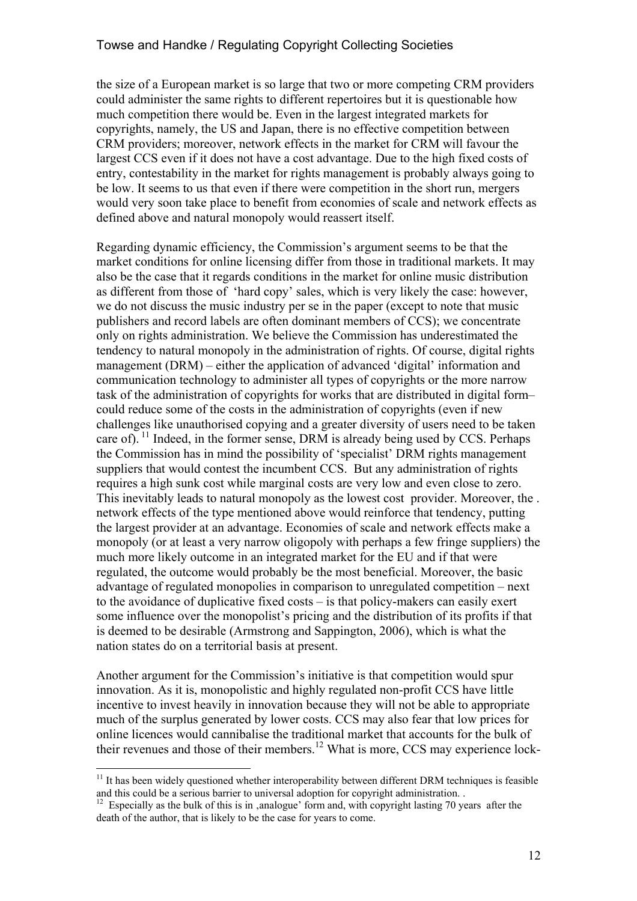the size of a European market is so large that two or more competing CRM providers could administer the same rights to different repertoires but it is questionable how much competition there would be. Even in the largest integrated markets for copyrights, namely, the US and Japan, there is no effective competition between CRM providers; moreover, network effects in the market for CRM will favour the largest CCS even if it does not have a cost advantage. Due to the high fixed costs of entry, contestability in the market for rights management is probably always going to be low. It seems to us that even if there were competition in the short run, mergers would very soon take place to benefit from economies of scale and network effects as defined above and natural monopoly would reassert itself.

Regarding dynamic efficiency, the Commission's argument seems to be that the market conditions for online licensing differ from those in traditional markets. It may also be the case that it regards conditions in the market for online music distribution as different from those of 'hard copy' sales, which is very likely the case: however, we do not discuss the music industry per se in the paper (except to note that music publishers and record labels are often dominant members of CCS); we concentrate only on rights administration. We believe the Commission has underestimated the tendency to natural monopoly in the administration of rights. Of course, digital rights management (DRM) – either the application of advanced 'digital' information and communication technology to administer all types of copyrights or the more narrow task of the administration of copyrights for works that are distributed in digital form– could reduce some of the costs in the administration of copyrights (even if new challenges like unauthorised copying and a greater diversity of users need to be taken care of).[11] Indeed, in the former sense, DRM is already being used by CCS. Perhaps the Commission has in mind the possibility of 'specialist' DRM rights management suppliers that would contest the incumbent CCS. But any administration of rights requires a high sunk cost while marginal costs are very low and even close to zero. This inevitably leads to natural monopoly as the lowest cost provider. Moreover, the . network effects of the type mentioned above would reinforce that tendency, putting the largest provider at an advantage. Economies of scale and network effects make a monopoly (or at least a very narrow oligopoly with perhaps a few fringe suppliers) the much more likely outcome in an integrated market for the EU and if that were regulated, the outcome would probably be the most beneficial. Moreover, the basic advantage of regulated monopolies in comparison to unregulated competition – next to the avoidance of duplicative fixed costs – is that policy-makers can easily exert some influence over the monopolist's pricing and the distribution of its profits if that is deemed to be desirable (Armstrong and Sappington, 2006), which is what the nation states do on a territorial basis at present.

Another argument for the Commission's initiative is that competition would spur innovation. As it is, monopolistic and highly regulated non-profit CCS have little incentive to invest heavily in innovation because they will not be able to appropriate much of the surplus generated by lower costs. CCS may also fear that low prices for online licences would cannibalise the traditional market that accounts for the bulk of their revenues and those of their members.[12] What is more, CCS may experience lock-

[11] It has been widely questioned whether interoperability between different DRM techniques is feasible and this could be a serious barrier to universal adoption for copyright administration. .

[12] Especially as the bulk of this is in ‚analogue' form and, with copyright lasting 70 years after the death of the author, that is likely to be the case for years to come.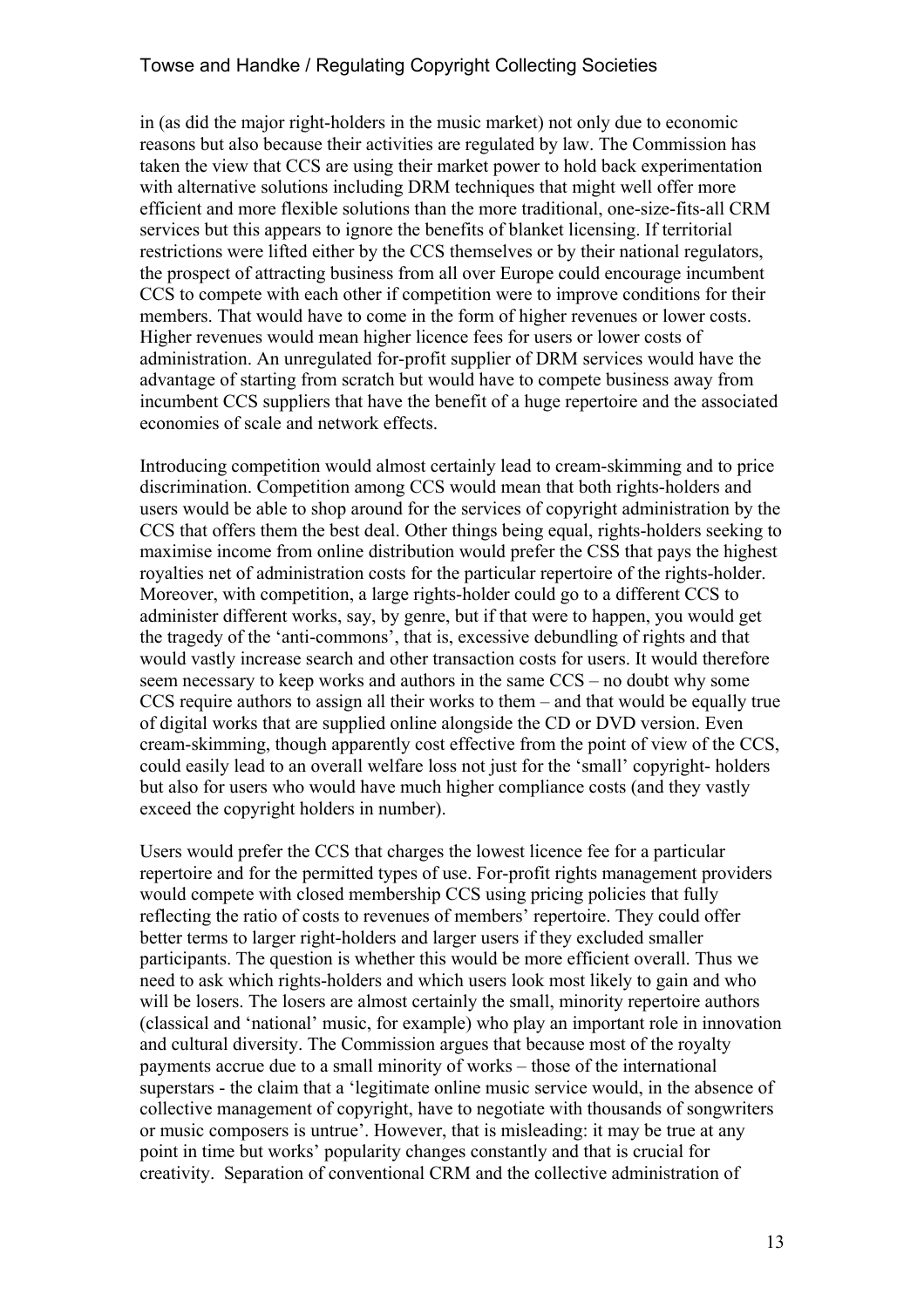in (as did the major right-holders in the music market) not only due to economic reasons but also because their activities are regulated by law. The Commission has taken the view that CCS are using their market power to hold back experimentation with alternative solutions including DRM techniques that might well offer more efficient and more flexible solutions than the more traditional, one-size-fits-all CRM services but this appears to ignore the benefits of blanket licensing. If territorial restrictions were lifted either by the CCS themselves or by their national regulators, the prospect of attracting business from all over Europe could encourage incumbent CCS to compete with each other if competition were to improve conditions for their members. That would have to come in the form of higher revenues or lower costs. Higher revenues would mean higher licence fees for users or lower costs of administration. An unregulated for-profit supplier of DRM services would have the advantage of starting from scratch but would have to compete business away from incumbent CCS suppliers that have the benefit of a huge repertoire and the associated economies of scale and network effects.

Introducing competition would almost certainly lead to cream-skimming and to price discrimination. Competition among CCS would mean that both rights-holders and users would be able to shop around for the services of copyright administration by the CCS that offers them the best deal. Other things being equal, rights-holders seeking to maximise income from online distribution would prefer the CSS that pays the highest royalties net of administration costs for the particular repertoire of the rights-holder. Moreover, with competition, a large rights-holder could go to a different CCS to administer different works, say, by genre, but if that were to happen, you would get the tragedy of the 'anti-commons', that is, excessive debundling of rights and that would vastly increase search and other transaction costs for users. It would therefore seem necessary to keep works and authors in the same CCS – no doubt why some CCS require authors to assign all their works to them – and that would be equally true of digital works that are supplied online alongside the CD or DVD version. Even cream-skimming, though apparently cost effective from the point of view of the CCS, could easily lead to an overall welfare loss not just for the 'small' copyright- holders but also for users who would have much higher compliance costs (and they vastly exceed the copyright holders in number).

Users would prefer the CCS that charges the lowest licence fee for a particular repertoire and for the permitted types of use. For-profit rights management providers would compete with closed membership CCS using pricing policies that fully reflecting the ratio of costs to revenues of members' repertoire. They could offer better terms to larger right-holders and larger users if they excluded smaller participants. The question is whether this would be more efficient overall. Thus we need to ask which rights-holders and which users look most likely to gain and who will be losers. The losers are almost certainly the small, minority repertoire authors (classical and 'national' music, for example) who play an important role in innovation and cultural diversity. The Commission argues that because most of the royalty payments accrue due to a small minority of works – those of the international superstars - the claim that a 'legitimate online music service would, in the absence of collective management of copyright, have to negotiate with thousands of songwriters or music composers is untrue'. However, that is misleading: it may be true at any point in time but works' popularity changes constantly and that is crucial for creativity. Separation of conventional CRM and the collective administration of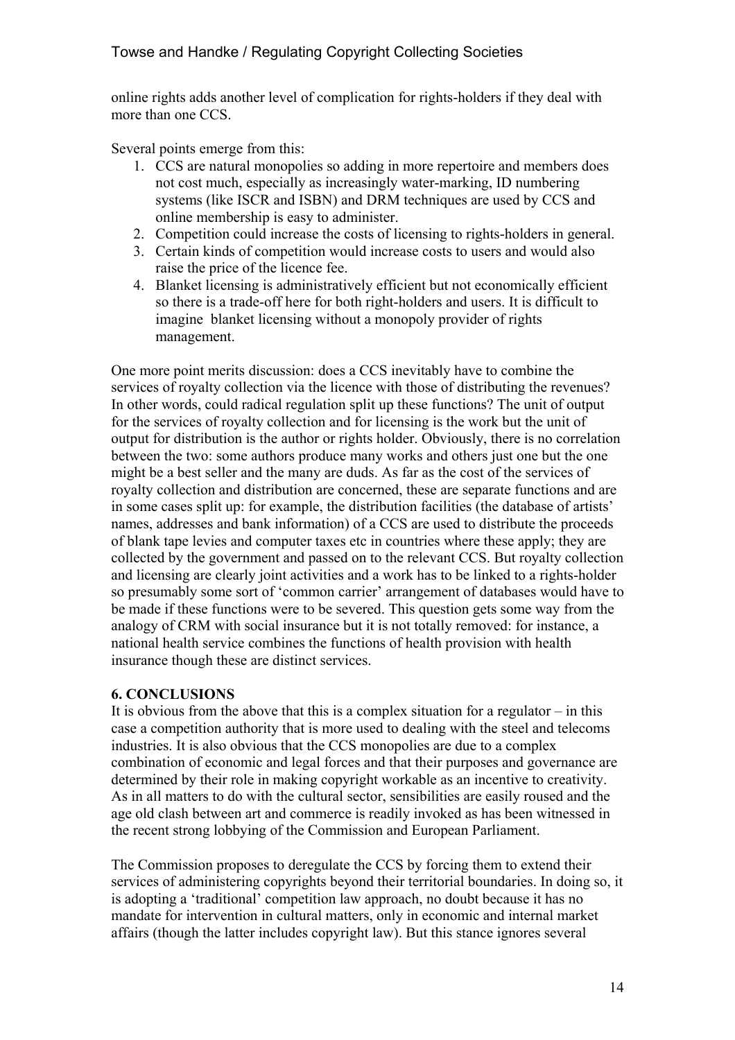online rights adds another level of complication for rights-holders if they deal with more than one CCS.

Several points emerge from this:

1. CCS are natural monopolies so adding in more repertoire and members does not cost much, especially as increasingly water-marking, ID numbering systems (like ISCR and ISBN) and DRM techniques are used by CCS and online membership is easy to administer.
2. Competition could increase the costs of licensing to rights-holders in general.
3. Certain kinds of competition would increase costs to users and would also raise the price of the licence fee.
4. Blanket licensing is administratively efficient but not economically efficient so there is a trade-off here for both right-holders and users. It is difficult to imagine blanket licensing without a monopoly provider of rights management.

One more point merits discussion: does a CCS inevitably have to combine the services of royalty collection via the licence with those of distributing the revenues? In other words, could radical regulation split up these functions? The unit of output for the services of royalty collection and for licensing is the work but the unit of output for distribution is the author or rights holder. Obviously, there is no correlation between the two: some authors produce many works and others just one but the one might be a best seller and the many are duds. As far as the cost of the services of royalty collection and distribution are concerned, these are separate functions and are in some cases split up: for example, the distribution facilities (the database of artists' names, addresses and bank information) of a CCS are used to distribute the proceeds of blank tape levies and computer taxes etc in countries where these apply; they are collected by the government and passed on to the relevant CCS. But royalty collection and licensing are clearly joint activities and a work has to be linked to a rights-holder so presumably some sort of 'common carrier' arrangement of databases would have to be made if these functions were to be severed. This question gets some way from the analogy of CRM with social insurance but it is not totally removed: for instance, a national health service combines the functions of health provision with health insurance though these are distinct services.

## 6. CONCLUSIONS

It is obvious from the above that this is a complex situation for a regulator – in this case a competition authority that is more used to dealing with the steel and telecoms industries. It is also obvious that the CCS monopolies are due to a complex combination of economic and legal forces and that their purposes and governance are determined by their role in making copyright workable as an incentive to creativity. As in all matters to do with the cultural sector, sensibilities are easily roused and the age old clash between art and commerce is readily invoked as has been witnessed in the recent strong lobbying of the Commission and European Parliament.

The Commission proposes to deregulate the CCS by forcing them to extend their services of administering copyrights beyond their territorial boundaries. In doing so, it is adopting a 'traditional' competition law approach, no doubt because it has no mandate for intervention in cultural matters, only in economic and internal market affairs (though the latter includes copyright law). But this stance ignores several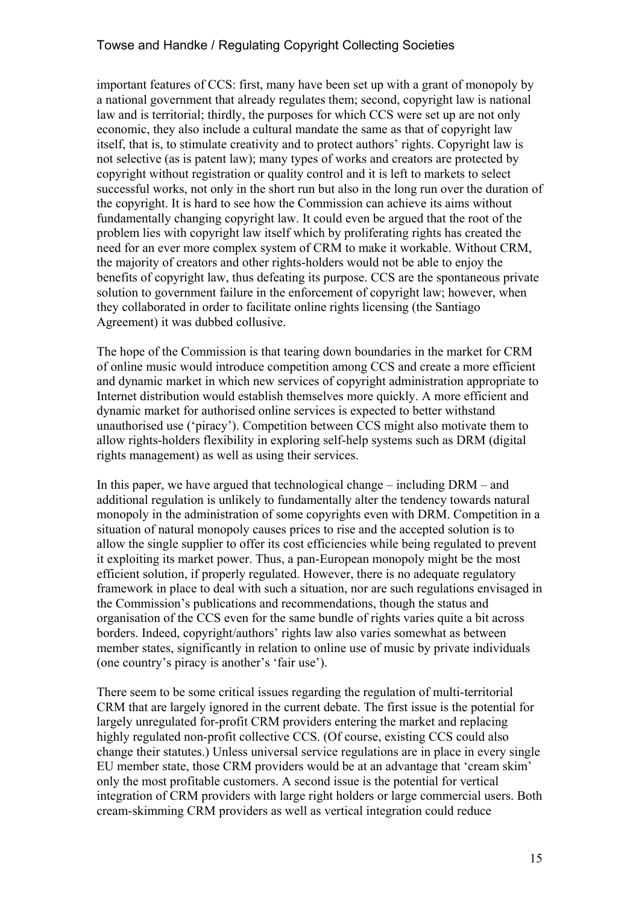important features of CCS: first, many have been set up with a grant of monopoly by a national government that already regulates them; second, copyright law is national law and is territorial; thirdly, the purposes for which CCS were set up are not only economic, they also include a cultural mandate the same as that of copyright law itself, that is, to stimulate creativity and to protect authors' rights. Copyright law is not selective (as is patent law); many types of works and creators are protected by copyright without registration or quality control and it is left to markets to select successful works, not only in the short run but also in the long run over the duration of the copyright. It is hard to see how the Commission can achieve its aims without fundamentally changing copyright law. It could even be argued that the root of the problem lies with copyright law itself which by proliferating rights has created the need for an ever more complex system of CRM to make it workable. Without CRM, the majority of creators and other rights-holders would not be able to enjoy the benefits of copyright law, thus defeating its purpose. CCS are the spontaneous private solution to government failure in the enforcement of copyright law; however, when they collaborated in order to facilitate online rights licensing (the Santiago Agreement) it was dubbed collusive.

The hope of the Commission is that tearing down boundaries in the market for CRM of online music would introduce competition among CCS and create a more efficient and dynamic market in which new services of copyright administration appropriate to Internet distribution would establish themselves more quickly. A more efficient and dynamic market for authorised online services is expected to better withstand unauthorised use ('piracy'). Competition between CCS might also motivate them to allow rights-holders flexibility in exploring self-help systems such as DRM (digital rights management) as well as using their services.

In this paper, we have argued that technological change – including DRM – and additional regulation is unlikely to fundamentally alter the tendency towards natural monopoly in the administration of some copyrights even with DRM. Competition in a situation of natural monopoly causes prices to rise and the accepted solution is to allow the single supplier to offer its cost efficiencies while being regulated to prevent it exploiting its market power. Thus, a pan-European monopoly might be the most efficient solution, if properly regulated. However, there is no adequate regulatory framework in place to deal with such a situation, nor are such regulations envisaged in the Commission's publications and recommendations, though the status and organisation of the CCS even for the same bundle of rights varies quite a bit across borders. Indeed, copyright/authors' rights law also varies somewhat as between member states, significantly in relation to online use of music by private individuals (one country's piracy is another's 'fair use').

There seem to be some critical issues regarding the regulation of multi-territorial CRM that are largely ignored in the current debate. The first issue is the potential for largely unregulated for-profit CRM providers entering the market and replacing highly regulated non-profit collective CCS. (Of course, existing CCS could also change their statutes.) Unless universal service regulations are in place in every single EU member state, those CRM providers would be at an advantage that 'cream skim' only the most profitable customers. A second issue is the potential for vertical integration of CRM providers with large right holders or large commercial users. Both cream-skimming CRM providers as well as vertical integration could reduce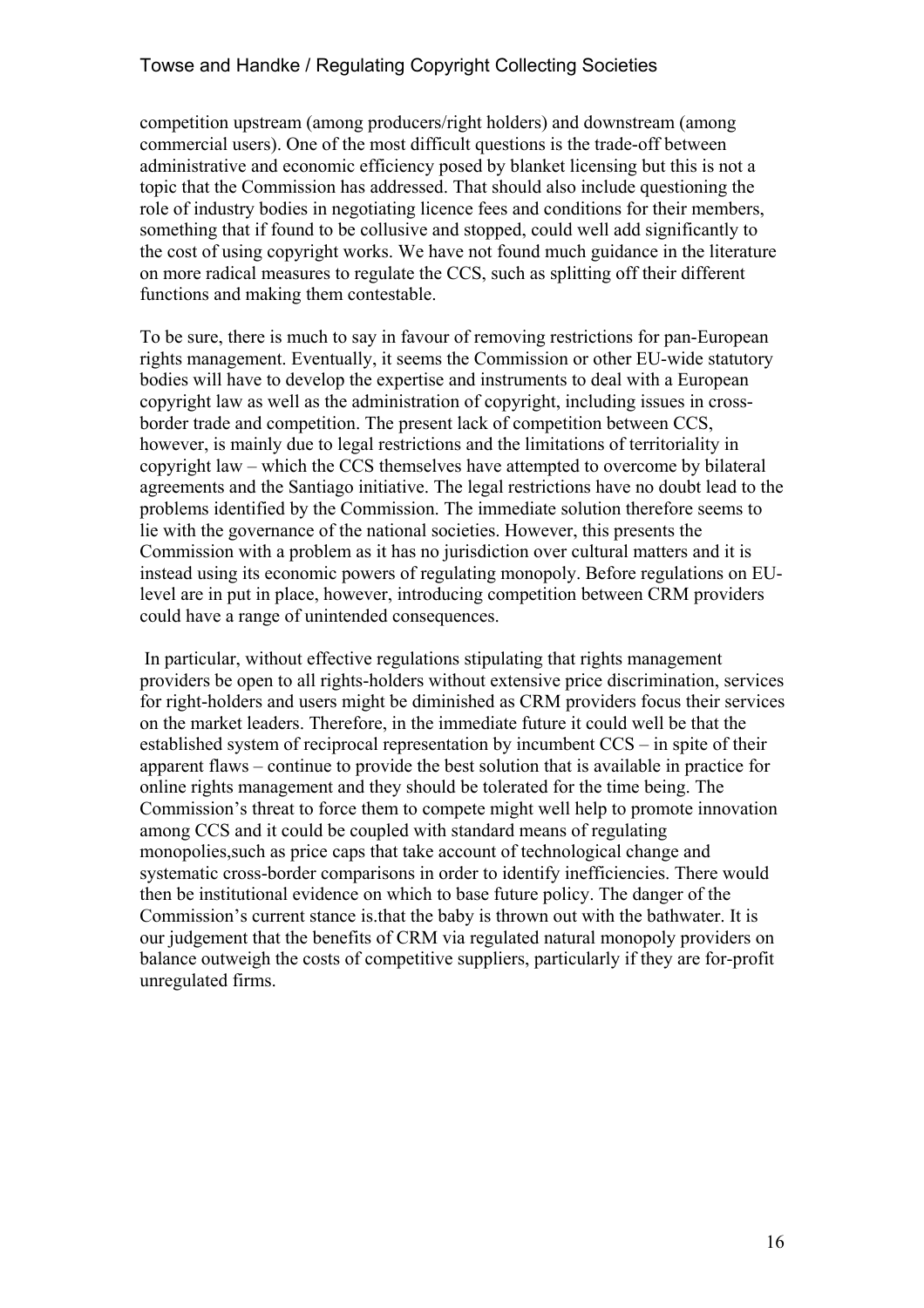competition upstream (among producers/right holders) and downstream (among commercial users). One of the most difficult questions is the trade-off between administrative and economic efficiency posed by blanket licensing but this is not a topic that the Commission has addressed. That should also include questioning the role of industry bodies in negotiating licence fees and conditions for their members, something that if found to be collusive and stopped, could well add significantly to the cost of using copyright works. We have not found much guidance in the literature on more radical measures to regulate the CCS, such as splitting off their different functions and making them contestable.

To be sure, there is much to say in favour of removing restrictions for pan-European rights management. Eventually, it seems the Commission or other EU-wide statutory bodies will have to develop the expertise and instruments to deal with a European copyright law as well as the administration of copyright, including issues in cross-border trade and competition. The present lack of competition between CCS, however, is mainly due to legal restrictions and the limitations of territoriality in copyright law – which the CCS themselves have attempted to overcome by bilateral agreements and the Santiago initiative. The legal restrictions have no doubt lead to the problems identified by the Commission. The immediate solution therefore seems to lie with the governance of the national societies. However, this presents the Commission with a problem as it has no jurisdiction over cultural matters and it is instead using its economic powers of regulating monopoly. Before regulations on EU-level are in put in place, however, introducing competition between CRM providers could have a range of unintended consequences.

In particular, without effective regulations stipulating that rights management providers be open to all rights-holders without extensive price discrimination, services for right-holders and users might be diminished as CRM providers focus their services on the market leaders. Therefore, in the immediate future it could well be that the established system of reciprocal representation by incumbent CCS – in spite of their apparent flaws – continue to provide the best solution that is available in practice for online rights management and they should be tolerated for the time being. The Commission's threat to force them to compete might well help to promote innovation among CCS and it could be coupled with standard means of regulating monopolies,such as price caps that take account of technological change and systematic cross-border comparisons in order to identify inefficiencies. There would then be institutional evidence on which to base future policy. The danger of the Commission's current stance is.that the baby is thrown out with the bathwater. It is our judgement that the benefits of CRM via regulated natural monopoly providers on balance outweigh the costs of competitive suppliers, particularly if they are for-profit unregulated firms.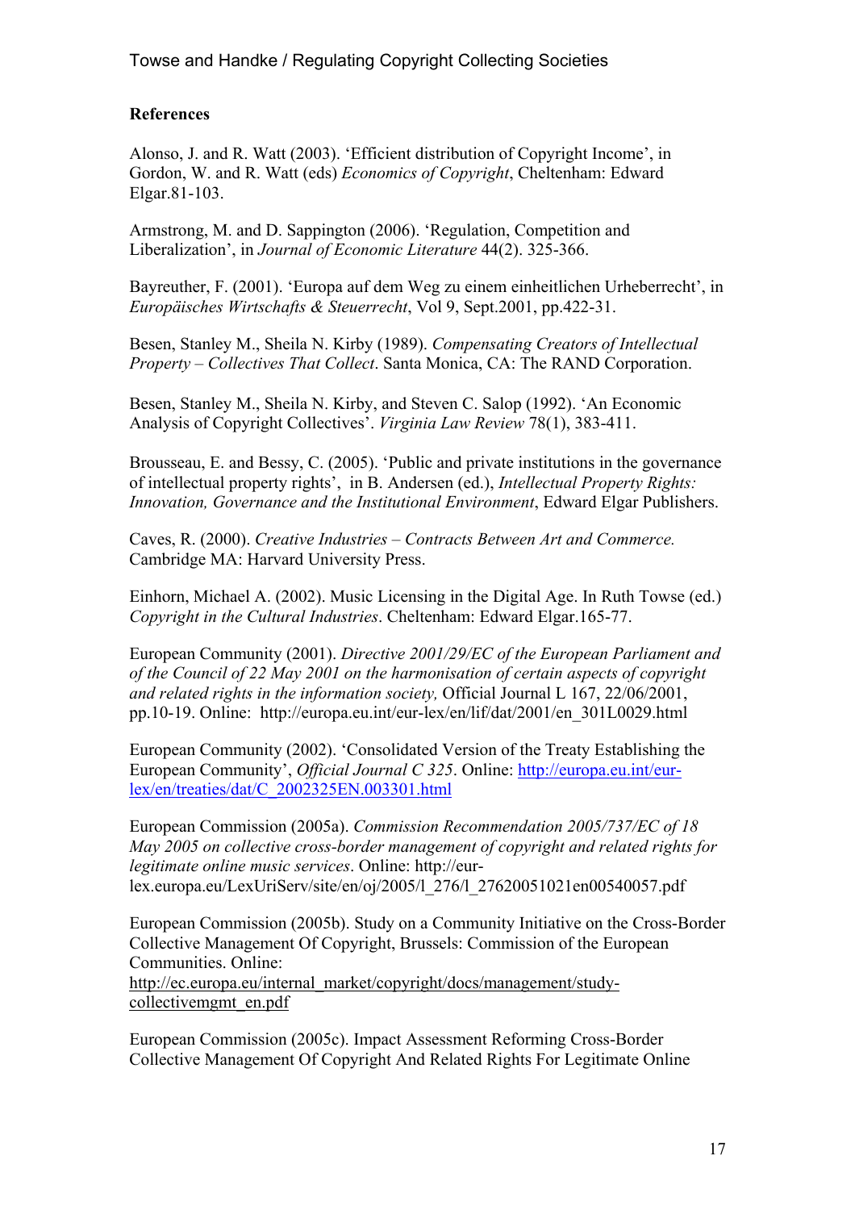**References**

Alonso, J. and R. Watt (2003). 'Efficient distribution of Copyright Income', in Gordon, W. and R. Watt (eds) *Economics of Copyright*, Cheltenham: Edward Elgar.81-103.

Armstrong, M. and D. Sappington (2006). 'Regulation, Competition and Liberalization', in *Journal of Economic Literature* 44(2). 325-366.

Bayreuther, F. (2001). 'Europa auf dem Weg zu einem einheitlichen Urheberrecht', in *Europäisches Wirtschafts & Steuerrecht*, Vol 9, Sept.2001, pp.422-31.

Besen, Stanley M., Sheila N. Kirby (1989). *Compensating Creators of Intellectual Property – Collectives That Collect*. Santa Monica, CA: The RAND Corporation.

Besen, Stanley M., Sheila N. Kirby, and Steven C. Salop (1992). 'An Economic Analysis of Copyright Collectives'. *Virginia Law Review* 78(1), 383-411.

Brousseau, E. and Bessy, C. (2005). 'Public and private institutions in the governance of intellectual property rights', in B. Andersen (ed.), *Intellectual Property Rights: Innovation, Governance and the Institutional Environment*, Edward Elgar Publishers.

Caves, R. (2000). *Creative Industries – Contracts Between Art and Commerce.* Cambridge MA: Harvard University Press.

Einhorn, Michael A. (2002). Music Licensing in the Digital Age. In Ruth Towse (ed.) *Copyright in the Cultural Industries*. Cheltenham: Edward Elgar.165-77.

European Community (2001). *Directive 2001/29/EC of the European Parliament and of the Council of 22 May 2001 on the harmonisation of certain aspects of copyright and related rights in the information society,* Official Journal L 167, 22/06/2001, pp.10-19. Online: http://europa.eu.int/eur-lex/en/lif/dat/2001/en_301L0029.html

European Community (2002). 'Consolidated Version of the Treaty Establishing the European Community', *Official Journal C 325*. Online: http://europa.eu.int/eur-lex/en/treaties/dat/C_2002325EN.003301.html

European Commission (2005a). *Commission Recommendation 2005/737/EC of 18 May 2005 on collective cross-border management of copyright and related rights for legitimate online music services*. Online: http://eur-lex.europa.eu/LexUriServ/site/en/oj/2005/l_276/l_27620051021en00540057.pdf

European Commission (2005b). Study on a Community Initiative on the Cross-Border Collective Management Of Copyright, Brussels: Commission of the European Communities. Online: http://ec.europa.eu/internal_market/copyright/docs/management/study-collectivemgmt_en.pdf

European Commission (2005c). Impact Assessment Reforming Cross-Border Collective Management Of Copyright And Related Rights For Legitimate Online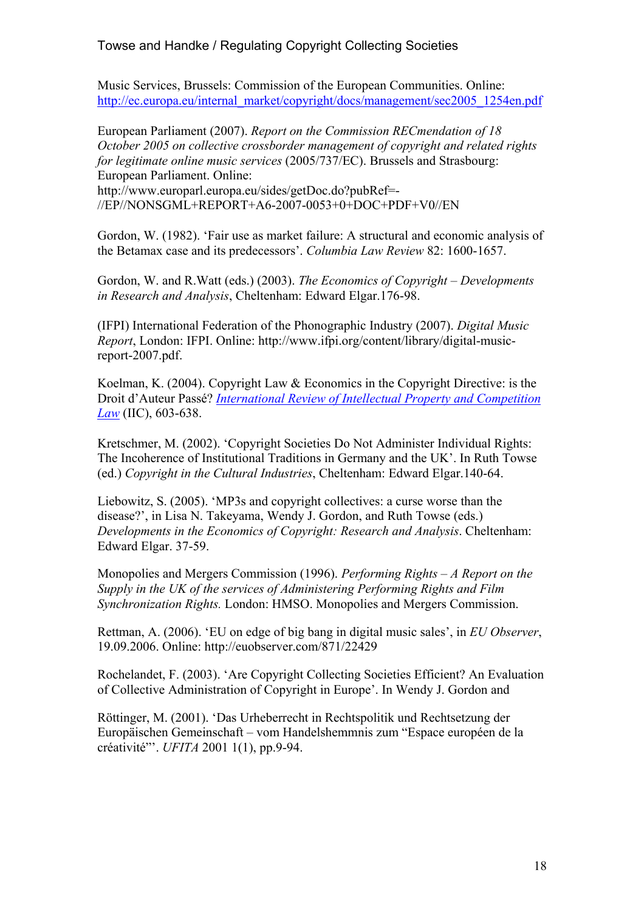Music Services, Brussels: Commission of the European Communities. Online: http://ec.europa.eu/internal_market/copyright/docs/management/sec2005_1254en.pdf

European Parliament (2007). *Report on the Commission RECmendation of 18 October 2005 on collective crossborder management of copyright and related rights for legitimate online music services* (2005/737/EC). Brussels and Strasbourg: European Parliament. Online: http://www.europarl.europa.eu/sides/getDoc.do?pubRef=-//EP//NONSGML+REPORT+A6-2007-0053+0+DOC+PDF+V0//EN

Gordon, W. (1982). 'Fair use as market failure: A structural and economic analysis of the Betamax case and its predecessors'. *Columbia Law Review* 82: 1600-1657.

Gordon, W. and R.Watt (eds.) (2003). *The Economics of Copyright – Developments in Research and Analysis*, Cheltenham: Edward Elgar.176-98.

(IFPI) International Federation of the Phonographic Industry (2007). *Digital Music Report*, London: IFPI. Online: http://www.ifpi.org/content/library/digital-music-report-2007.pdf.

Koelman, K. (2004). Copyright Law & Economics in the Copyright Directive: is the Droit d'Auteur Passé? *International Review of Intellectual Property and Competition Law* (IIC), 603-638.

Kretschmer, M. (2002). 'Copyright Societies Do Not Administer Individual Rights: The Incoherence of Institutional Traditions in Germany and the UK'. In Ruth Towse (ed.) *Copyright in the Cultural Industries*, Cheltenham: Edward Elgar.140-64.

Liebowitz, S. (2005). 'MP3s and copyright collectives: a curse worse than the disease?', in Lisa N. Takeyama, Wendy J. Gordon, and Ruth Towse (eds.) *Developments in the Economics of Copyright: Research and Analysis*. Cheltenham: Edward Elgar. 37-59.

Monopolies and Mergers Commission (1996). *Performing Rights – A Report on the Supply in the UK of the services of Administering Performing Rights and Film Synchronization Rights.* London: HMSO. Monopolies and Mergers Commission.

Rettman, A. (2006). 'EU on edge of big bang in digital music sales', in *EU Observer*, 19.09.2006. Online: http://euobserver.com/871/22429

Rochelandet, F. (2003). 'Are Copyright Collecting Societies Efficient? An Evaluation of Collective Administration of Copyright in Europe'. In Wendy J. Gordon and

Röttinger, M. (2001). 'Das Urheberrecht in Rechtspolitik und Rechtsetzung der Europäischen Gemeinschaft – vom Handelshemmnis zum "Espace européen de la créativité"'. *UFITA* 2001 1(1), pp.9-94.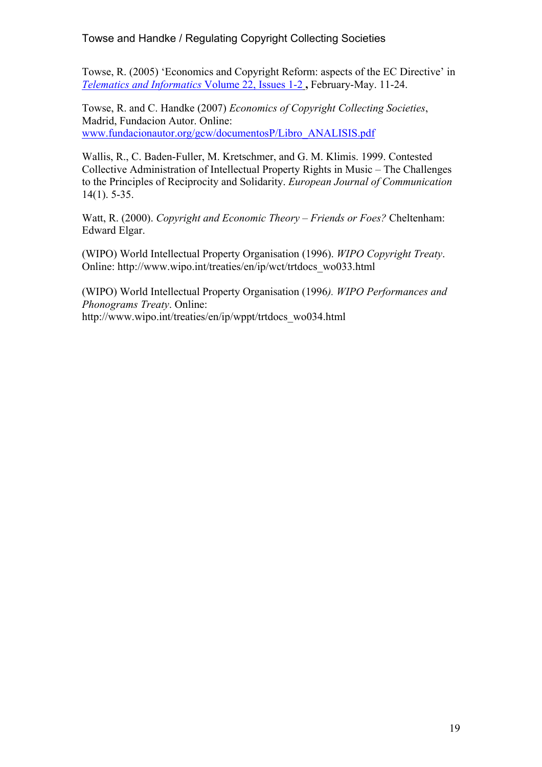Towse, R. (2005) 'Economics and Copyright Reform: aspects of the EC Directive' in *Telematics and Informatics* Volume 22, Issues 1-2 **,** February-May. 11-24.

Towse, R. and C. Handke (2007) *Economics of Copyright Collecting Societies*, Madrid, Fundacion Autor. Online: www.fundacionautor.org/gcw/documentosP/Libro_ANALISIS.pdf

Wallis, R., C. Baden-Fuller, M. Kretschmer, and G. M. Klimis. 1999. Contested Collective Administration of Intellectual Property Rights in Music – The Challenges to the Principles of Reciprocity and Solidarity. *European Journal of Communication* 14(1). 5-35.

Watt, R. (2000). *Copyright and Economic Theory – Friends or Foes?* Cheltenham: Edward Elgar.

(WIPO) World Intellectual Property Organisation (1996). *WIPO Copyright Treaty*. Online: http://www.wipo.int/treaties/en/ip/wct/trtdocs_wo033.html

(WIPO) World Intellectual Property Organisation (1996*). WIPO Performances and Phonograms Treaty*. Online: http://www.wipo.int/treaties/en/ip/wppt/trtdocs_wo034.html